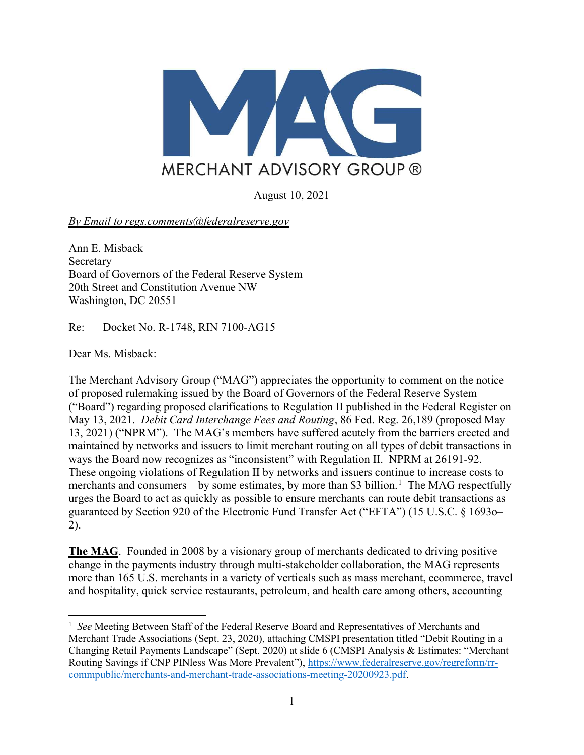MERCHANT ADVISORY GROUP ®

August 10, 2021

*By Email to regs.comments@federalreserve.gov*

Ann E. Misback
Secretary
Board of Governors of the Federal Reserve System
20th Street and Constitution Avenue NW
Washington, DC 20551

Re: Docket No. R-1748, RIN 7100-AG15

Dear Ms. Misback:

The Merchant Advisory Group ("MAG") appreciates the opportunity to comment on the notice of proposed rulemaking issued by the Board of Governors of the Federal Reserve System ("Board") regarding proposed clarifications to Regulation II published in the Federal Register on May 13, 2021. *Debit Card Interchange Fees and Routing*, 86 Fed. Reg. 26,189 (proposed May 13, 2021) ("NPRM"). The MAG's members have suffered acutely from the barriers erected and maintained by networks and issuers to limit merchant routing on all types of debit transactions in ways the Board now recognizes as "inconsistent" with Regulation II. NPRM at 26191-92. These ongoing violations of Regulation II by networks and issuers continue to increase costs to merchants and consumers—by some estimates, by more than $3 billion.[1] The MAG respectfully urges the Board to act as quickly as possible to ensure merchants can route debit transactions as guaranteed by Section 920 of the Electronic Fund Transfer Act ("EFTA") (15 U.S.C. § 1693o–2).

**The MAG**. Founded in 2008 by a visionary group of merchants dedicated to driving positive change in the payments industry through multi-stakeholder collaboration, the MAG represents more than 165 U.S. merchants in a variety of verticals such as mass merchant, ecommerce, travel and hospitality, quick service restaurants, petroleum, and health care among others, accounting

[1] *See* Meeting Between Staff of the Federal Reserve Board and Representatives of Merchants and Merchant Trade Associations (Sept. 23, 2020), attaching CMSPI presentation titled "Debit Routing in a Changing Retail Payments Landscape" (Sept. 2020) at slide 6 (CMSPI Analysis & Estimates: "Merchant Routing Savings if CNP PINless Was More Prevalent"), https://www.federalreserve.gov/regreform/rr-commpublic/merchants-and-merchant-trade-associations-meeting-20200923.pdf.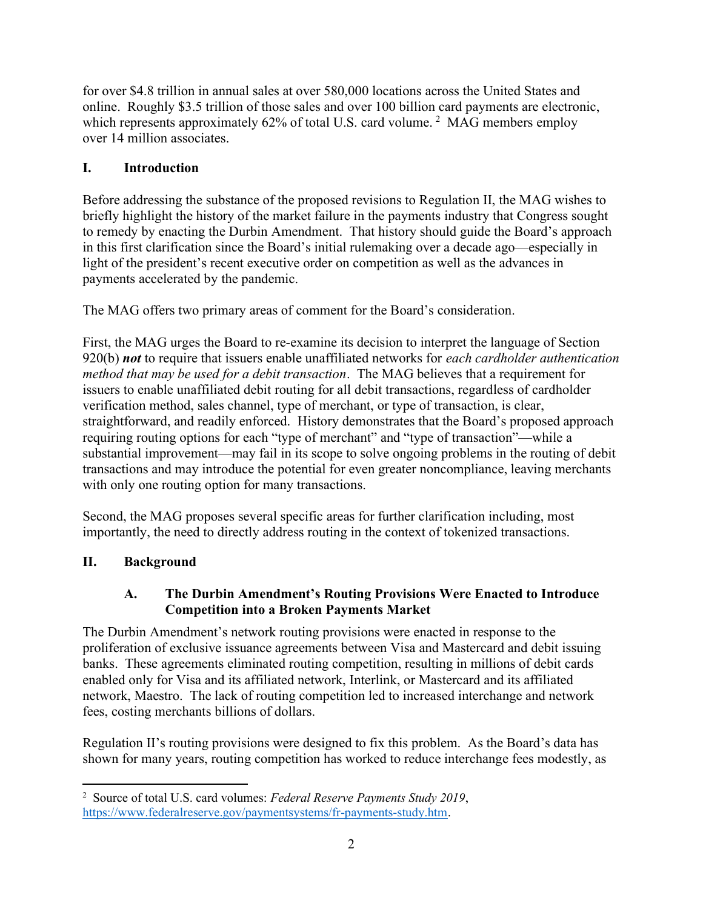for over $4.8 trillion in annual sales at over 580,000 locations across the United States and online. Roughly $3.5 trillion of those sales and over 100 billion card payments are electronic, which represents approximately 62% of total U.S. card volume. [2] MAG members employ over 14 million associates.

## I. Introduction

Before addressing the substance of the proposed revisions to Regulation II, the MAG wishes to briefly highlight the history of the market failure in the payments industry that Congress sought to remedy by enacting the Durbin Amendment. That history should guide the Board's approach in this first clarification since the Board's initial rulemaking over a decade ago—especially in light of the president's recent executive order on competition as well as the advances in payments accelerated by the pandemic.

The MAG offers two primary areas of comment for the Board's consideration.

First, the MAG urges the Board to re-examine its decision to interpret the language of Section 920(b) ***not*** to require that issuers enable unaffiliated networks for *each cardholder authentication method that may be used for a debit transaction*. The MAG believes that a requirement for issuers to enable unaffiliated debit routing for all debit transactions, regardless of cardholder verification method, sales channel, type of merchant, or type of transaction, is clear, straightforward, and readily enforced. History demonstrates that the Board's proposed approach requiring routing options for each "type of merchant" and "type of transaction"—while a substantial improvement—may fail in its scope to solve ongoing problems in the routing of debit transactions and may introduce the potential for even greater noncompliance, leaving merchants with only one routing option for many transactions.

Second, the MAG proposes several specific areas for further clarification including, most importantly, the need to directly address routing in the context of tokenized transactions.

## II. Background

### A. The Durbin Amendment's Routing Provisions Were Enacted to Introduce Competition into a Broken Payments Market

The Durbin Amendment's network routing provisions were enacted in response to the proliferation of exclusive issuance agreements between Visa and Mastercard and debit issuing banks. These agreements eliminated routing competition, resulting in millions of debit cards enabled only for Visa and its affiliated network, Interlink, or Mastercard and its affiliated network, Maestro. The lack of routing competition led to increased interchange and network fees, costing merchants billions of dollars.

Regulation II's routing provisions were designed to fix this problem. As the Board's data has shown for many years, routing competition has worked to reduce interchange fees modestly, as

---

[2] Source of total U.S. card volumes: *Federal Reserve Payments Study 2019*, https://www.federalreserve.gov/paymentsystems/fr-payments-study.htm.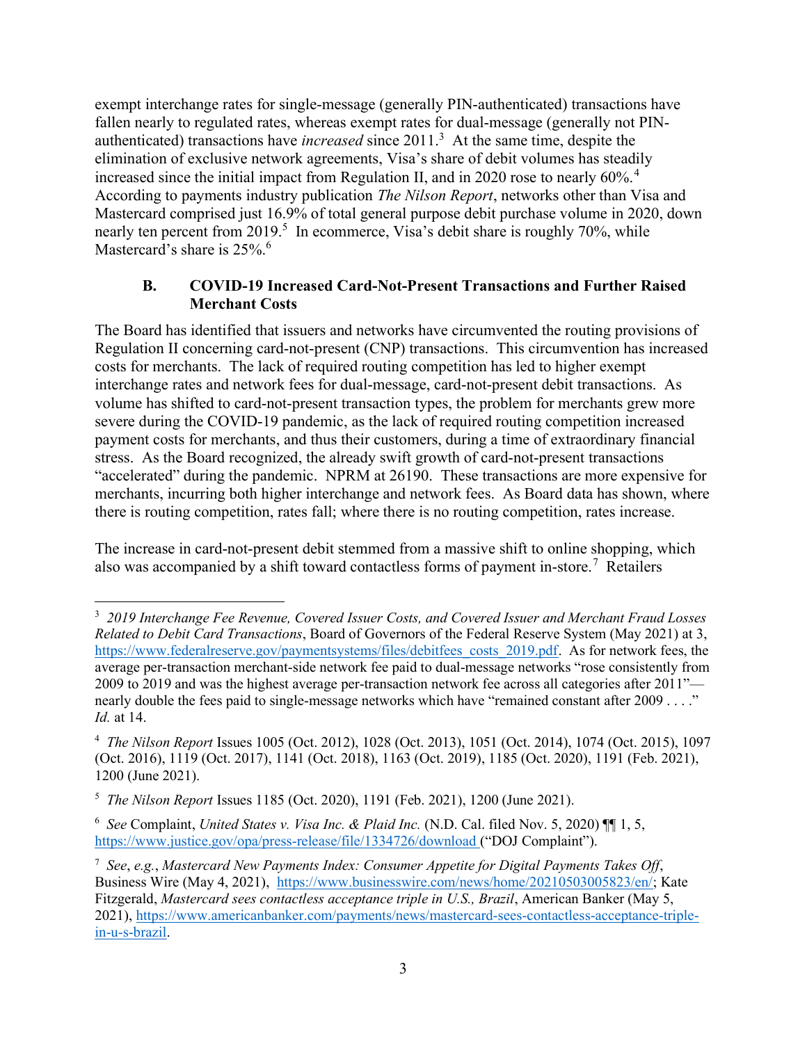exempt interchange rates for single-message (generally PIN-authenticated) transactions have fallen nearly to regulated rates, whereas exempt rates for dual-message (generally not PIN-authenticated) transactions have *increased* since 2011.[3] At the same time, despite the elimination of exclusive network agreements, Visa's share of debit volumes has steadily increased since the initial impact from Regulation II, and in 2020 rose to nearly 60%.[4] According to payments industry publication *The Nilson Report*, networks other than Visa and Mastercard comprised just 16.9% of total general purpose debit purchase volume in 2020, down nearly ten percent from 2019.[5] In ecommerce, Visa's debit share is roughly 70%, while Mastercard's share is 25%.[6]

### B. COVID-19 Increased Card-Not-Present Transactions and Further Raised Merchant Costs

The Board has identified that issuers and networks have circumvented the routing provisions of Regulation II concerning card-not-present (CNP) transactions. This circumvention has increased costs for merchants. The lack of required routing competition has led to higher exempt interchange rates and network fees for dual-message, card-not-present debit transactions. As volume has shifted to card-not-present transaction types, the problem for merchants grew more severe during the COVID-19 pandemic, as the lack of required routing competition increased payment costs for merchants, and thus their customers, during a time of extraordinary financial stress. As the Board recognized, the already swift growth of card-not-present transactions "accelerated" during the pandemic. NPRM at 26190. These transactions are more expensive for merchants, incurring both higher interchange and network fees. As Board data has shown, where there is routing competition, rates fall; where there is no routing competition, rates increase.

The increase in card-not-present debit stemmed from a massive shift to online shopping, which also was accompanied by a shift toward contactless forms of payment in-store.[7] Retailers

---

[3] *2019 Interchange Fee Revenue, Covered Issuer Costs, and Covered Issuer and Merchant Fraud Losses Related to Debit Card Transactions*, Board of Governors of the Federal Reserve System (May 2021) at 3, https://www.federalreserve.gov/paymentsystems/files/debitfees_costs_2019.pdf. As for network fees, the average per-transaction merchant-side network fee paid to dual-message networks "rose consistently from 2009 to 2019 and was the highest average per-transaction network fee across all categories after 2011"—nearly double the fees paid to single-message networks which have "remained constant after 2009 . . . ." *Id.* at 14.

[4] *The Nilson Report* Issues 1005 (Oct. 2012), 1028 (Oct. 2013), 1051 (Oct. 2014), 1074 (Oct. 2015), 1097 (Oct. 2016), 1119 (Oct. 2017), 1141 (Oct. 2018), 1163 (Oct. 2019), 1185 (Oct. 2020), 1191 (Feb. 2021), 1200 (June 2021).

[5] *The Nilson Report* Issues 1185 (Oct. 2020), 1191 (Feb. 2021), 1200 (June 2021).

[6] *See* Complaint, *United States v. Visa Inc. & Plaid Inc.* (N.D. Cal. filed Nov. 5, 2020) ¶¶ 1, 5, https://www.justice.gov/opa/press-release/file/1334726/download ("DOJ Complaint").

[7] *See*, *e.g.*, *Mastercard New Payments Index: Consumer Appetite for Digital Payments Takes Off*, Business Wire (May 4, 2021), https://www.businesswire.com/news/home/20210503005823/en/; Kate Fitzgerald, *Mastercard sees contactless acceptance triple in U.S., Brazil*, American Banker (May 5, 2021), https://www.americanbanker.com/payments/news/mastercard-sees-contactless-acceptance-triple-in-u-s-brazil.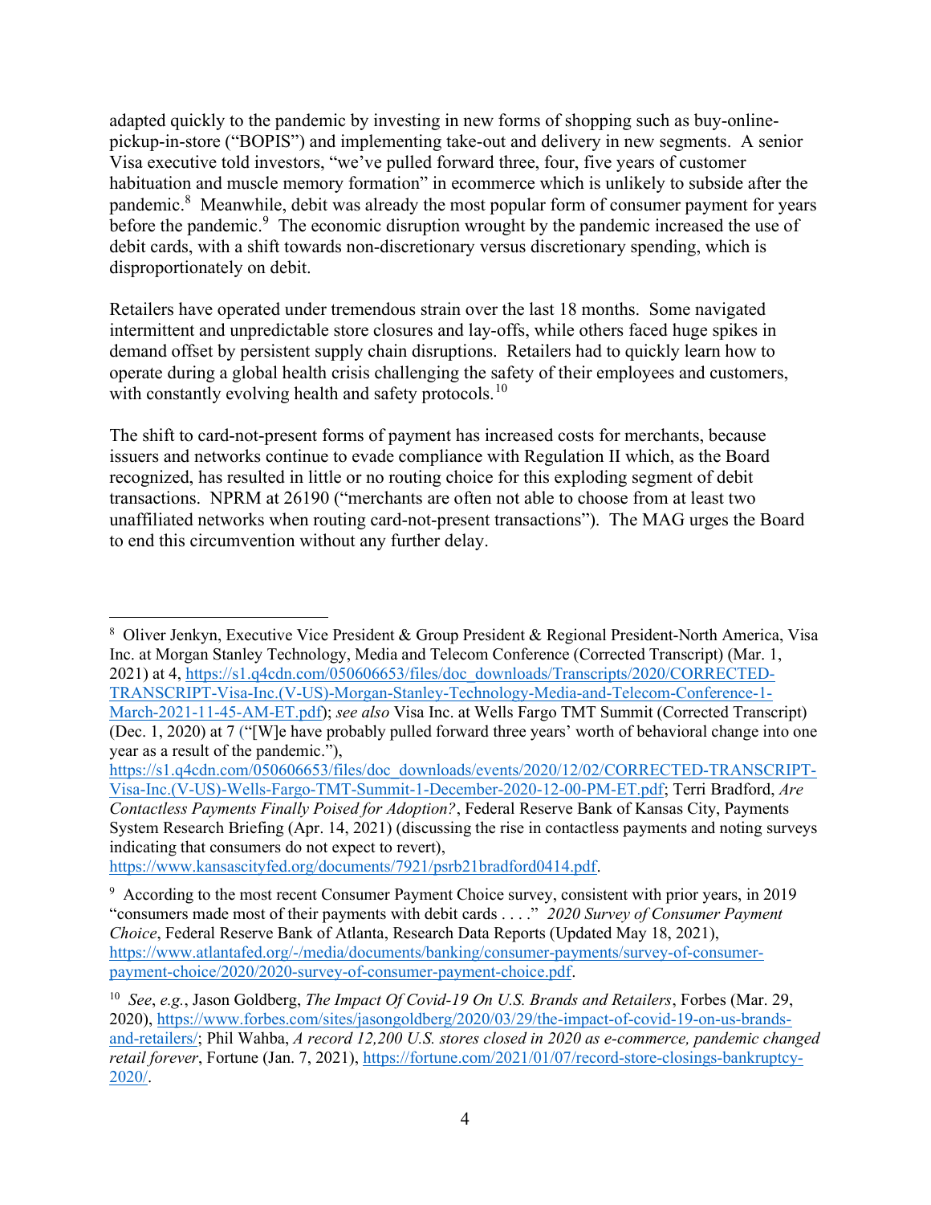adapted quickly to the pandemic by investing in new forms of shopping such as buy-online-pickup-in-store ("BOPIS") and implementing take-out and delivery in new segments. A senior Visa executive told investors, "we've pulled forward three, four, five years of customer habituation and muscle memory formation" in ecommerce which is unlikely to subside after the pandemic.[8] Meanwhile, debit was already the most popular form of consumer payment for years before the pandemic.[9] The economic disruption wrought by the pandemic increased the use of debit cards, with a shift towards non-discretionary versus discretionary spending, which is disproportionately on debit.

Retailers have operated under tremendous strain over the last 18 months. Some navigated intermittent and unpredictable store closures and lay-offs, while others faced huge spikes in demand offset by persistent supply chain disruptions. Retailers had to quickly learn how to operate during a global health crisis challenging the safety of their employees and customers, with constantly evolving health and safety protocols.[10]

The shift to card-not-present forms of payment has increased costs for merchants, because issuers and networks continue to evade compliance with Regulation II which, as the Board recognized, has resulted in little or no routing choice for this exploding segment of debit transactions. NPRM at 26190 ("merchants are often not able to choose from at least two unaffiliated networks when routing card-not-present transactions"). The MAG urges the Board to end this circumvention without any further delay.

---

[8] Oliver Jenkyn, Executive Vice President & Group President & Regional President-North America, Visa Inc. at Morgan Stanley Technology, Media and Telecom Conference (Corrected Transcript) (Mar. 1, 2021) at 4, https://s1.q4cdn.com/050606653/files/doc_downloads/Transcripts/2020/CORRECTED-TRANSCRIPT-Visa-Inc.(V-US)-Morgan-Stanley-Technology-Media-and-Telecom-Conference-1-March-2021-11-45-AM-ET.pdf); *see also* Visa Inc. at Wells Fargo TMT Summit (Corrected Transcript) (Dec. 1, 2020) at 7 ("[W]e have probably pulled forward three years' worth of behavioral change into one year as a result of the pandemic."), https://s1.q4cdn.com/050606653/files/doc_downloads/events/2020/12/02/CORRECTED-TRANSCRIPT-Visa-Inc.(V-US)-Wells-Fargo-TMT-Summit-1-December-2020-12-00-PM-ET.pdf; Terri Bradford, *Are Contactless Payments Finally Poised for Adoption?*, Federal Reserve Bank of Kansas City, Payments System Research Briefing (Apr. 14, 2021) (discussing the rise in contactless payments and noting surveys indicating that consumers do not expect to revert), https://www.kansascityfed.org/documents/7921/psrb21bradford0414.pdf.

[9] According to the most recent Consumer Payment Choice survey, consistent with prior years, in 2019 "consumers made most of their payments with debit cards . . . ." *2020 Survey of Consumer Payment Choice*, Federal Reserve Bank of Atlanta, Research Data Reports (Updated May 18, 2021), https://www.atlantafed.org/-/media/documents/banking/consumer-payments/survey-of-consumer-payment-choice/2020/2020-survey-of-consumer-payment-choice.pdf.

[10] *See*, *e.g.*, Jason Goldberg, *The Impact Of Covid-19 On U.S. Brands and Retailers*, Forbes (Mar. 29, 2020), https://www.forbes.com/sites/jasongoldberg/2020/03/29/the-impact-of-covid-19-on-us-brands-and-retailers/; Phil Wahba, *A record 12,200 U.S. stores closed in 2020 as e-commerce, pandemic changed retail forever*, Fortune (Jan. 7, 2021), https://fortune.com/2021/01/07/record-store-closings-bankruptcy-2020/.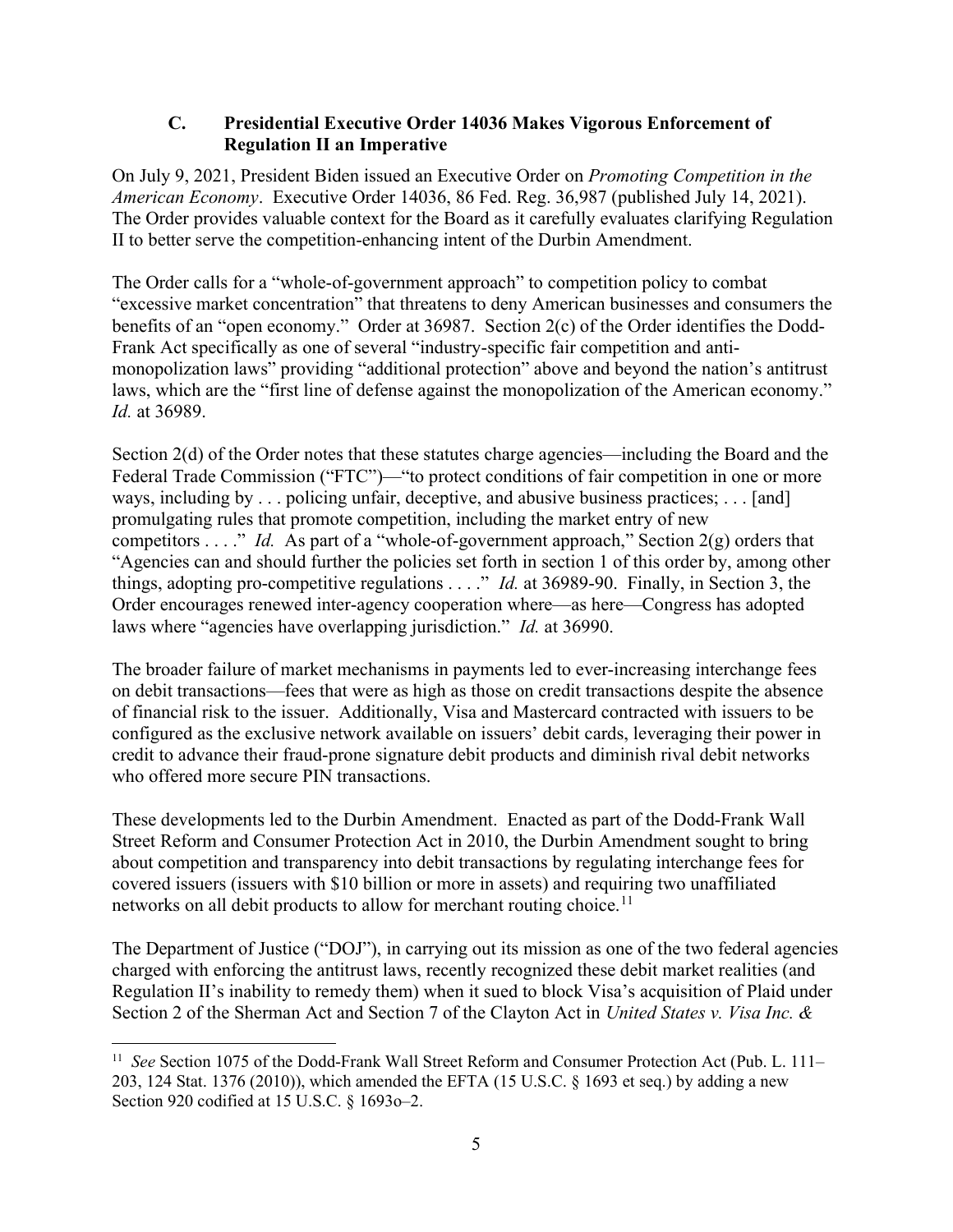### C. Presidential Executive Order 14036 Makes Vigorous Enforcement of Regulation II an Imperative

On July 9, 2021, President Biden issued an Executive Order on *Promoting Competition in the American Economy*. Executive Order 14036, 86 Fed. Reg. 36,987 (published July 14, 2021). The Order provides valuable context for the Board as it carefully evaluates clarifying Regulation II to better serve the competition-enhancing intent of the Durbin Amendment.

The Order calls for a "whole-of-government approach" to competition policy to combat "excessive market concentration" that threatens to deny American businesses and consumers the benefits of an "open economy." Order at 36987. Section 2(c) of the Order identifies the Dodd-Frank Act specifically as one of several "industry-specific fair competition and anti-monopolization laws" providing "additional protection" above and beyond the nation's antitrust laws, which are the "first line of defense against the monopolization of the American economy." *Id.* at 36989.

Section 2(d) of the Order notes that these statutes charge agencies—including the Board and the Federal Trade Commission ("FTC")—"to protect conditions of fair competition in one or more ways, including by . . . policing unfair, deceptive, and abusive business practices; . . . [and] promulgating rules that promote competition, including the market entry of new competitors . . . ." *Id.* As part of a "whole-of-government approach," Section 2(g) orders that "Agencies can and should further the policies set forth in section 1 of this order by, among other things, adopting pro-competitive regulations . . . ." *Id.* at 36989-90. Finally, in Section 3, the Order encourages renewed inter-agency cooperation where—as here—Congress has adopted laws where "agencies have overlapping jurisdiction." *Id.* at 36990.

The broader failure of market mechanisms in payments led to ever-increasing interchange fees on debit transactions—fees that were as high as those on credit transactions despite the absence of financial risk to the issuer. Additionally, Visa and Mastercard contracted with issuers to be configured as the exclusive network available on issuers' debit cards, leveraging their power in credit to advance their fraud-prone signature debit products and diminish rival debit networks who offered more secure PIN transactions.

These developments led to the Durbin Amendment. Enacted as part of the Dodd-Frank Wall Street Reform and Consumer Protection Act in 2010, the Durbin Amendment sought to bring about competition and transparency into debit transactions by regulating interchange fees for covered issuers (issuers with $10 billion or more in assets) and requiring two unaffiliated networks on all debit products to allow for merchant routing choice.[11]

The Department of Justice ("DOJ"), in carrying out its mission as one of the two federal agencies charged with enforcing the antitrust laws, recently recognized these debit market realities (and Regulation II's inability to remedy them) when it sued to block Visa's acquisition of Plaid under Section 2 of the Sherman Act and Section 7 of the Clayton Act in *United States v. Visa Inc. &*

---

[11] *See* Section 1075 of the Dodd-Frank Wall Street Reform and Consumer Protection Act (Pub. L. 111–203, 124 Stat. 1376 (2010)), which amended the EFTA (15 U.S.C. § 1693 et seq.) by adding a new Section 920 codified at 15 U.S.C. § 1693o–2.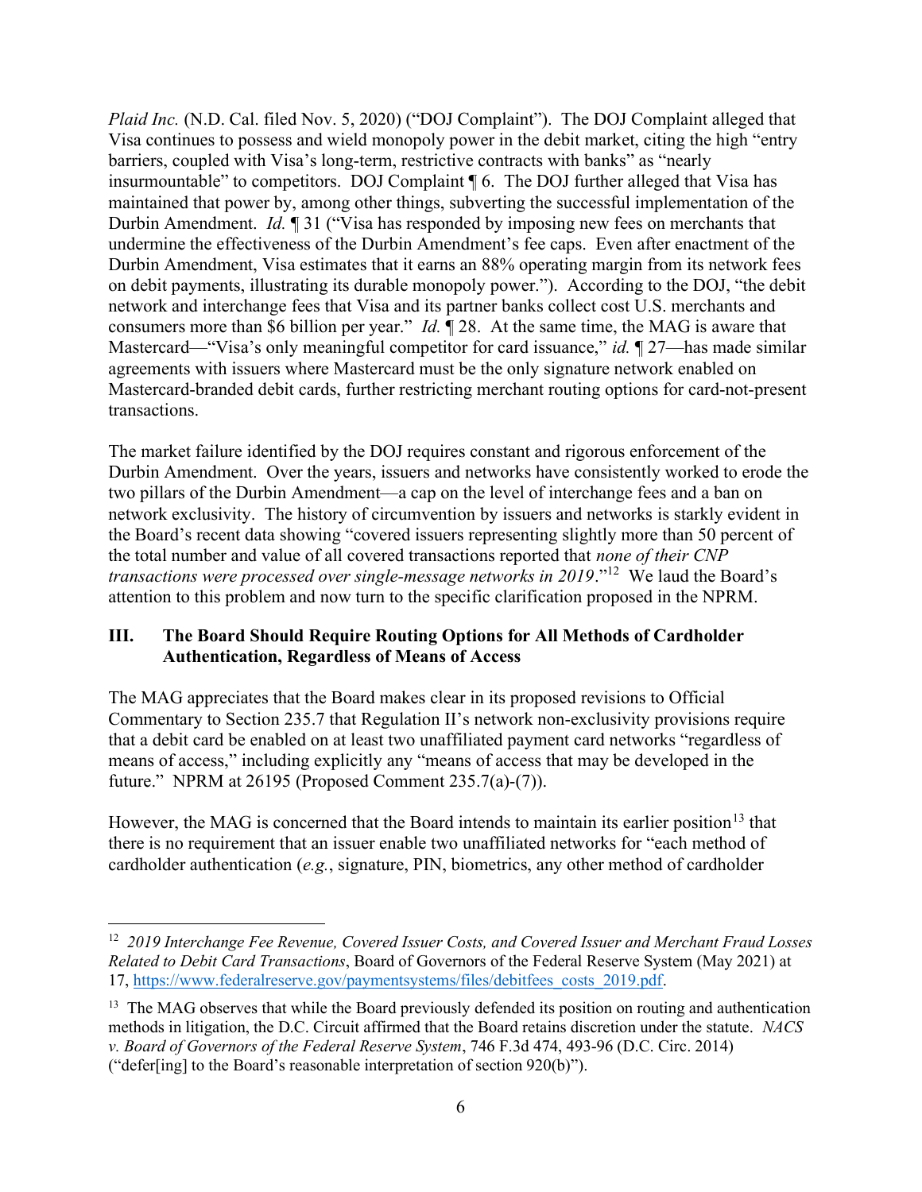*Plaid Inc.* (N.D. Cal. filed Nov. 5, 2020) ("DOJ Complaint"). The DOJ Complaint alleged that Visa continues to possess and wield monopoly power in the debit market, citing the high "entry barriers, coupled with Visa's long-term, restrictive contracts with banks" as "nearly insurmountable" to competitors. DOJ Complaint ¶ 6. The DOJ further alleged that Visa has maintained that power by, among other things, subverting the successful implementation of the Durbin Amendment. *Id.* ¶ 31 ("Visa has responded by imposing new fees on merchants that undermine the effectiveness of the Durbin Amendment's fee caps. Even after enactment of the Durbin Amendment, Visa estimates that it earns an 88% operating margin from its network fees on debit payments, illustrating its durable monopoly power."). According to the DOJ, "the debit network and interchange fees that Visa and its partner banks collect cost U.S. merchants and consumers more than $6 billion per year." *Id.* ¶ 28. At the same time, the MAG is aware that Mastercard—"Visa's only meaningful competitor for card issuance," *id.* ¶ 27—has made similar agreements with issuers where Mastercard must be the only signature network enabled on Mastercard-branded debit cards, further restricting merchant routing options for card-not-present transactions.

The market failure identified by the DOJ requires constant and rigorous enforcement of the Durbin Amendment. Over the years, issuers and networks have consistently worked to erode the two pillars of the Durbin Amendment—a cap on the level of interchange fees and a ban on network exclusivity. The history of circumvention by issuers and networks is starkly evident in the Board's recent data showing "covered issuers representing slightly more than 50 percent of the total number and value of all covered transactions reported that *none of their CNP transactions were processed over single-message networks in 2019*."[12] We laud the Board's attention to this problem and now turn to the specific clarification proposed in the NPRM.

## III. The Board Should Require Routing Options for All Methods of Cardholder Authentication, Regardless of Means of Access

The MAG appreciates that the Board makes clear in its proposed revisions to Official Commentary to Section 235.7 that Regulation II's network non-exclusivity provisions require that a debit card be enabled on at least two unaffiliated payment card networks "regardless of means of access," including explicitly any "means of access that may be developed in the future." NPRM at 26195 (Proposed Comment 235.7(a)-(7)).

However, the MAG is concerned that the Board intends to maintain its earlier position[13] that there is no requirement that an issuer enable two unaffiliated networks for "each method of cardholder authentication (*e.g.*, signature, PIN, biometrics, any other method of cardholder

---

[12] *2019 Interchange Fee Revenue, Covered Issuer Costs, and Covered Issuer and Merchant Fraud Losses Related to Debit Card Transactions*, Board of Governors of the Federal Reserve System (May 2021) at 17, https://www.federalreserve.gov/paymentsystems/files/debitfees_costs_2019.pdf.

[13] The MAG observes that while the Board previously defended its position on routing and authentication methods in litigation, the D.C. Circuit affirmed that the Board retains discretion under the statute. *NACS v. Board of Governors of the Federal Reserve System*, 746 F.3d 474, 493-96 (D.C. Circ. 2014) ("defer[ing] to the Board's reasonable interpretation of section 920(b)").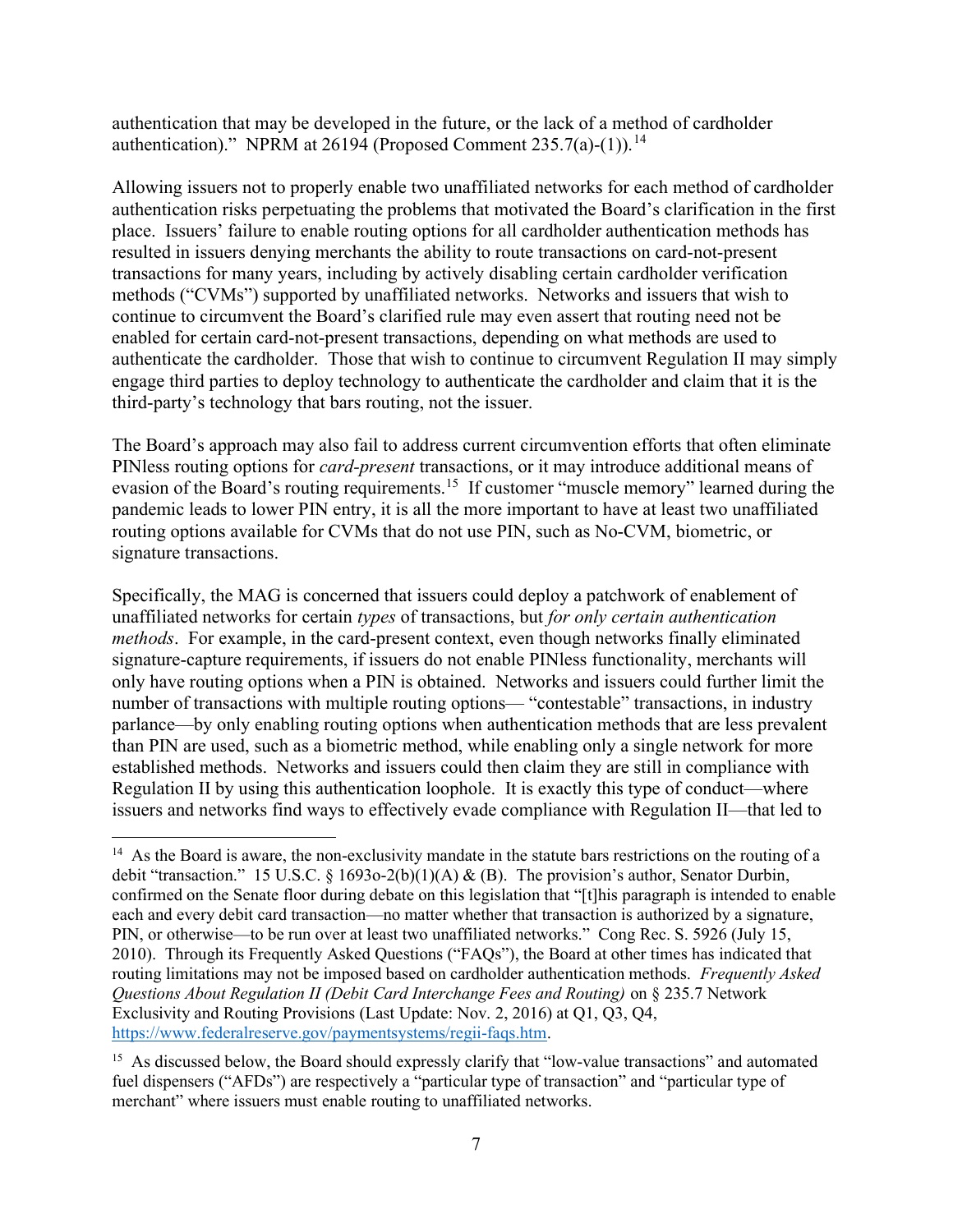authentication that may be developed in the future, or the lack of a method of cardholder authentication)." NPRM at 26194 (Proposed Comment 235.7(a)-(1)).[14]

Allowing issuers not to properly enable two unaffiliated networks for each method of cardholder authentication risks perpetuating the problems that motivated the Board's clarification in the first place. Issuers' failure to enable routing options for all cardholder authentication methods has resulted in issuers denying merchants the ability to route transactions on card-not-present transactions for many years, including by actively disabling certain cardholder verification methods ("CVMs") supported by unaffiliated networks. Networks and issuers that wish to continue to circumvent the Board's clarified rule may even assert that routing need not be enabled for certain card-not-present transactions, depending on what methods are used to authenticate the cardholder. Those that wish to continue to circumvent Regulation II may simply engage third parties to deploy technology to authenticate the cardholder and claim that it is the third-party's technology that bars routing, not the issuer.

The Board's approach may also fail to address current circumvention efforts that often eliminate PINless routing options for *card-present* transactions, or it may introduce additional means of evasion of the Board's routing requirements.[15] If customer "muscle memory" learned during the pandemic leads to lower PIN entry, it is all the more important to have at least two unaffiliated routing options available for CVMs that do not use PIN, such as No-CVM, biometric, or signature transactions.

Specifically, the MAG is concerned that issuers could deploy a patchwork of enablement of unaffiliated networks for certain *types* of transactions, but *for only certain authentication methods*. For example, in the card-present context, even though networks finally eliminated signature-capture requirements, if issuers do not enable PINless functionality, merchants will only have routing options when a PIN is obtained. Networks and issuers could further limit the number of transactions with multiple routing options— "contestable" transactions, in industry parlance—by only enabling routing options when authentication methods that are less prevalent than PIN are used, such as a biometric method, while enabling only a single network for more established methods. Networks and issuers could then claim they are still in compliance with Regulation II by using this authentication loophole. It is exactly this type of conduct—where issuers and networks find ways to effectively evade compliance with Regulation II—that led to

---

[14] As the Board is aware, the non-exclusivity mandate in the statute bars restrictions on the routing of a debit "transaction." 15 U.S.C. § 1693o-2(b)(1)(A) & (B). The provision's author, Senator Durbin, confirmed on the Senate floor during debate on this legislation that "[t]his paragraph is intended to enable each and every debit card transaction—no matter whether that transaction is authorized by a signature, PIN, or otherwise—to be run over at least two unaffiliated networks." Cong Rec. S. 5926 (July 15, 2010). Through its Frequently Asked Questions ("FAQs"), the Board at other times has indicated that routing limitations may not be imposed based on cardholder authentication methods. *Frequently Asked Questions About Regulation II (Debit Card Interchange Fees and Routing)* on § 235.7 Network Exclusivity and Routing Provisions (Last Update: Nov. 2, 2016) at Q1, Q3, Q4, https://www.federalreserve.gov/paymentsystems/regii-faqs.htm.

[15] As discussed below, the Board should expressly clarify that "low-value transactions" and automated fuel dispensers ("AFDs") are respectively a "particular type of transaction" and "particular type of merchant" where issuers must enable routing to unaffiliated networks.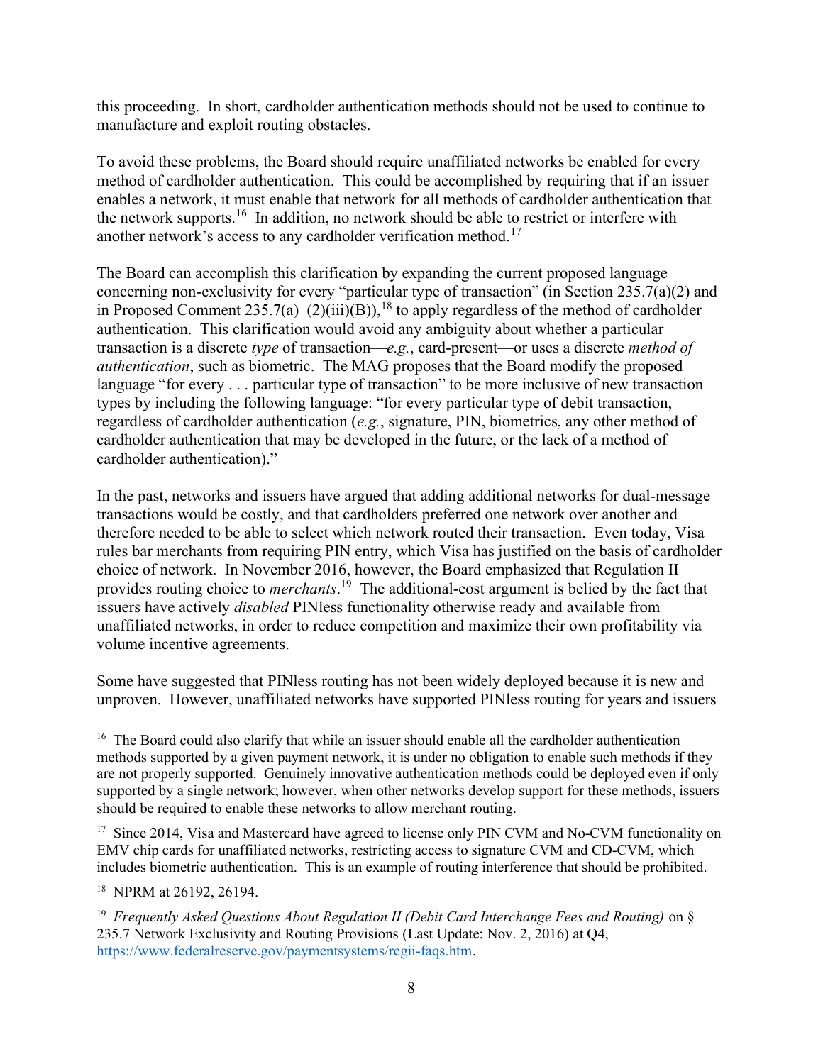this proceeding. In short, cardholder authentication methods should not be used to continue to manufacture and exploit routing obstacles.

To avoid these problems, the Board should require unaffiliated networks be enabled for every method of cardholder authentication. This could be accomplished by requiring that if an issuer enables a network, it must enable that network for all methods of cardholder authentication that the network supports.[16] In addition, no network should be able to restrict or interfere with another network's access to any cardholder verification method.[17]

The Board can accomplish this clarification by expanding the current proposed language concerning non-exclusivity for every "particular type of transaction" (in Section 235.7(a)(2) and in Proposed Comment 235.7(a)–(2)(iii)(B)),[18] to apply regardless of the method of cardholder authentication. This clarification would avoid any ambiguity about whether a particular transaction is a discrete *type* of transaction—*e.g.*, card-present—or uses a discrete *method of authentication*, such as biometric. The MAG proposes that the Board modify the proposed language "for every . . . particular type of transaction" to be more inclusive of new transaction types by including the following language: "for every particular type of debit transaction, regardless of cardholder authentication (*e.g.*, signature, PIN, biometrics, any other method of cardholder authentication that may be developed in the future, or the lack of a method of cardholder authentication)."

In the past, networks and issuers have argued that adding additional networks for dual-message transactions would be costly, and that cardholders preferred one network over another and therefore needed to be able to select which network routed their transaction. Even today, Visa rules bar merchants from requiring PIN entry, which Visa has justified on the basis of cardholder choice of network. In November 2016, however, the Board emphasized that Regulation II provides routing choice to *merchants*.[19] The additional-cost argument is belied by the fact that issuers have actively *disabled* PINless functionality otherwise ready and available from unaffiliated networks, in order to reduce competition and maximize their own profitability via volume incentive agreements.

Some have suggested that PINless routing has not been widely deployed because it is new and unproven. However, unaffiliated networks have supported PINless routing for years and issuers

---

[16] The Board could also clarify that while an issuer should enable all the cardholder authentication methods supported by a given payment network, it is under no obligation to enable such methods if they are not properly supported. Genuinely innovative authentication methods could be deployed even if only supported by a single network; however, when other networks develop support for these methods, issuers should be required to enable these networks to allow merchant routing.

[17] Since 2014, Visa and Mastercard have agreed to license only PIN CVM and No-CVM functionality on EMV chip cards for unaffiliated networks, restricting access to signature CVM and CD-CVM, which includes biometric authentication. This is an example of routing interference that should be prohibited.

[18] NPRM at 26192, 26194.

[19] *Frequently Asked Questions About Regulation II (Debit Card Interchange Fees and Routing)* on § 235.7 Network Exclusivity and Routing Provisions (Last Update: Nov. 2, 2016) at Q4, https://www.federalreserve.gov/paymentsystems/regii-faqs.htm.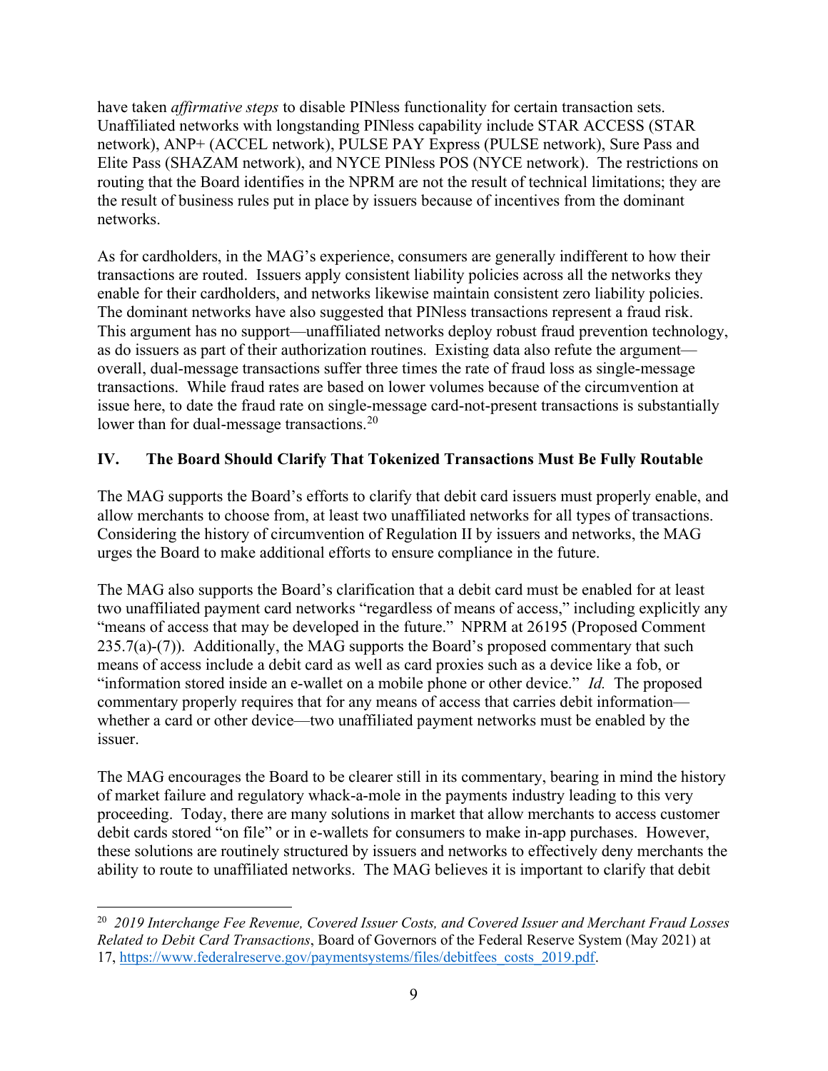have taken *affirmative steps* to disable PINless functionality for certain transaction sets. Unaffiliated networks with longstanding PINless capability include STAR ACCESS (STAR network), ANP+ (ACCEL network), PULSE PAY Express (PULSE network), Sure Pass and Elite Pass (SHAZAM network), and NYCE PINless POS (NYCE network). The restrictions on routing that the Board identifies in the NPRM are not the result of technical limitations; they are the result of business rules put in place by issuers because of incentives from the dominant networks.

As for cardholders, in the MAG's experience, consumers are generally indifferent to how their transactions are routed. Issuers apply consistent liability policies across all the networks they enable for their cardholders, and networks likewise maintain consistent zero liability policies. The dominant networks have also suggested that PINless transactions represent a fraud risk. This argument has no support—unaffiliated networks deploy robust fraud prevention technology, as do issuers as part of their authorization routines. Existing data also refute the argument—overall, dual-message transactions suffer three times the rate of fraud loss as single-message transactions. While fraud rates are based on lower volumes because of the circumvention at issue here, to date the fraud rate on single-message card-not-present transactions is substantially lower than for dual-message transactions.[20]

## IV. The Board Should Clarify That Tokenized Transactions Must Be Fully Routable

The MAG supports the Board's efforts to clarify that debit card issuers must properly enable, and allow merchants to choose from, at least two unaffiliated networks for all types of transactions. Considering the history of circumvention of Regulation II by issuers and networks, the MAG urges the Board to make additional efforts to ensure compliance in the future.

The MAG also supports the Board's clarification that a debit card must be enabled for at least two unaffiliated payment card networks "regardless of means of access," including explicitly any "means of access that may be developed in the future." NPRM at 26195 (Proposed Comment 235.7(a)-(7)). Additionally, the MAG supports the Board's proposed commentary that such means of access include a debit card as well as card proxies such as a device like a fob, or "information stored inside an e-wallet on a mobile phone or other device." *Id.* The proposed commentary properly requires that for any means of access that carries debit information—whether a card or other device—two unaffiliated payment networks must be enabled by the issuer.

The MAG encourages the Board to be clearer still in its commentary, bearing in mind the history of market failure and regulatory whack-a-mole in the payments industry leading to this very proceeding. Today, there are many solutions in market that allow merchants to access customer debit cards stored "on file" or in e-wallets for consumers to make in-app purchases. However, these solutions are routinely structured by issuers and networks to effectively deny merchants the ability to route to unaffiliated networks. The MAG believes it is important to clarify that debit

---

[20] *2019 Interchange Fee Revenue, Covered Issuer Costs, and Covered Issuer and Merchant Fraud Losses Related to Debit Card Transactions*, Board of Governors of the Federal Reserve System (May 2021) at 17, https://www.federalreserve.gov/paymentsystems/files/debitfees_costs_2019.pdf.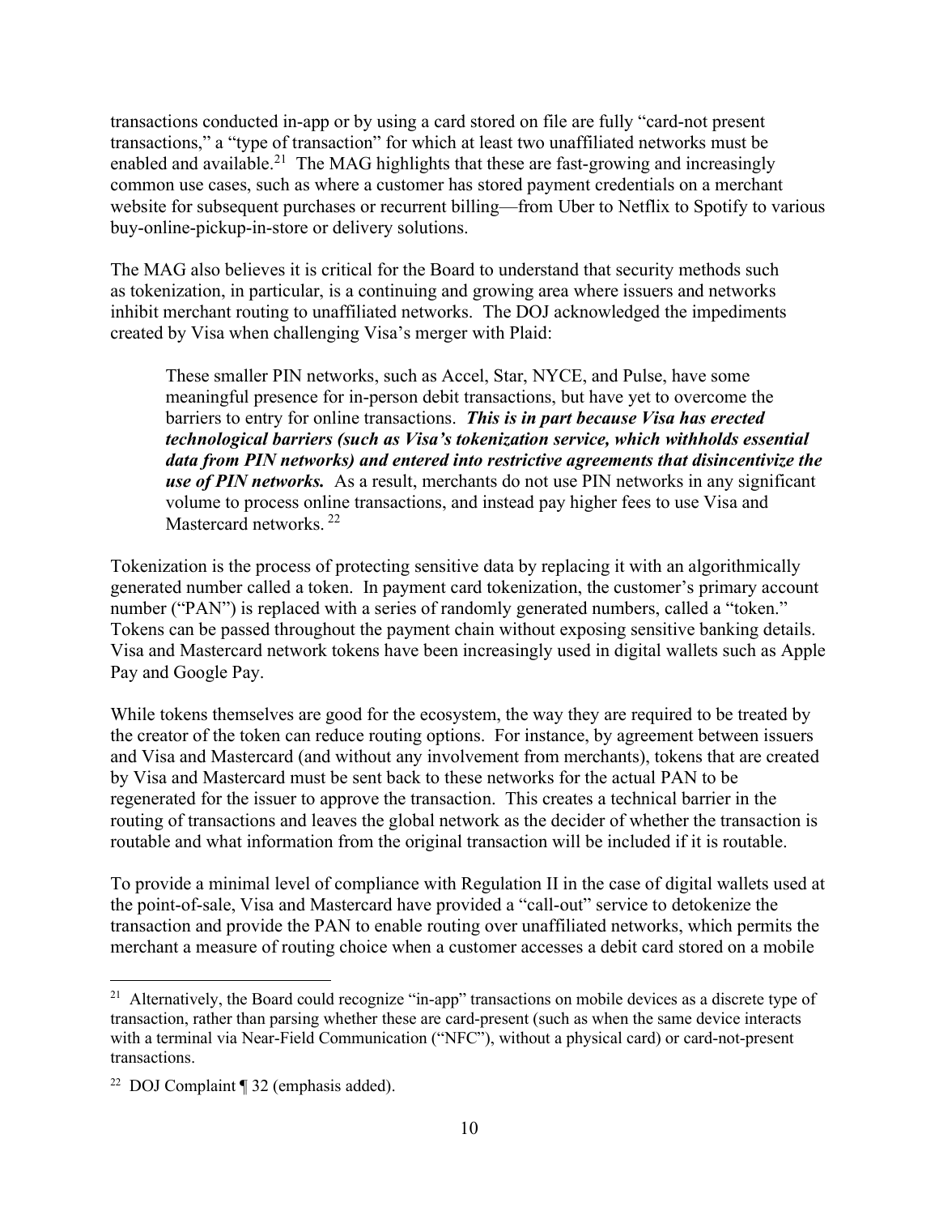transactions conducted in-app or by using a card stored on file are fully "card-not present transactions," a "type of transaction" for which at least two unaffiliated networks must be enabled and available.[21] The MAG highlights that these are fast-growing and increasingly common use cases, such as where a customer has stored payment credentials on a merchant website for subsequent purchases or recurrent billing—from Uber to Netflix to Spotify to various buy-online-pickup-in-store or delivery solutions.

The MAG also believes it is critical for the Board to understand that security methods such as tokenization, in particular, is a continuing and growing area where issuers and networks inhibit merchant routing to unaffiliated networks. The DOJ acknowledged the impediments created by Visa when challenging Visa's merger with Plaid:

> These smaller PIN networks, such as Accel, Star, NYCE, and Pulse, have some meaningful presence for in-person debit transactions, but have yet to overcome the barriers to entry for online transactions. ***This is in part because Visa has erected technological barriers (such as Visa's tokenization service, which withholds essential data from PIN networks) and entered into restrictive agreements that disincentivize the use of PIN networks.*** As a result, merchants do not use PIN networks in any significant volume to process online transactions, and instead pay higher fees to use Visa and Mastercard networks.[22]

Tokenization is the process of protecting sensitive data by replacing it with an algorithmically generated number called a token. In payment card tokenization, the customer's primary account number ("PAN") is replaced with a series of randomly generated numbers, called a "token." Tokens can be passed throughout the payment chain without exposing sensitive banking details. Visa and Mastercard network tokens have been increasingly used in digital wallets such as Apple Pay and Google Pay.

While tokens themselves are good for the ecosystem, the way they are required to be treated by the creator of the token can reduce routing options. For instance, by agreement between issuers and Visa and Mastercard (and without any involvement from merchants), tokens that are created by Visa and Mastercard must be sent back to these networks for the actual PAN to be regenerated for the issuer to approve the transaction. This creates a technical barrier in the routing of transactions and leaves the global network as the decider of whether the transaction is routable and what information from the original transaction will be included if it is routable.

To provide a minimal level of compliance with Regulation II in the case of digital wallets used at the point-of-sale, Visa and Mastercard have provided a "call-out" service to detokenize the transaction and provide the PAN to enable routing over unaffiliated networks, which permits the merchant a measure of routing choice when a customer accesses a debit card stored on a mobile

---

[21] Alternatively, the Board could recognize "in-app" transactions on mobile devices as a discrete type of transaction, rather than parsing whether these are card-present (such as when the same device interacts with a terminal via Near-Field Communication ("NFC"), without a physical card) or card-not-present transactions.

[22] DOJ Complaint ¶ 32 (emphasis added).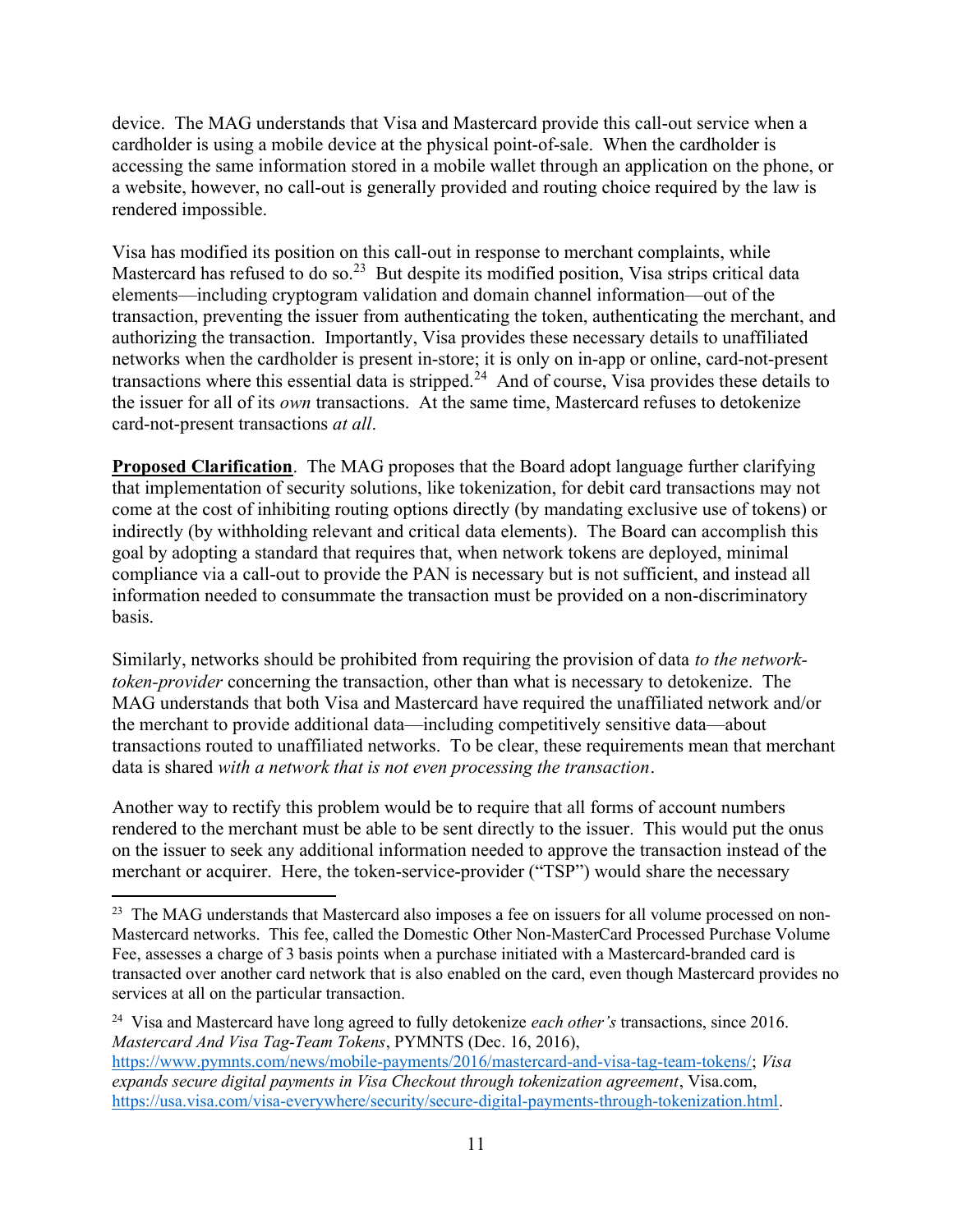device. The MAG understands that Visa and Mastercard provide this call-out service when a cardholder is using a mobile device at the physical point-of-sale. When the cardholder is accessing the same information stored in a mobile wallet through an application on the phone, or a website, however, no call-out is generally provided and routing choice required by the law is rendered impossible.

Visa has modified its position on this call-out in response to merchant complaints, while Mastercard has refused to do so.[23] But despite its modified position, Visa strips critical data elements—including cryptogram validation and domain channel information—out of the transaction, preventing the issuer from authenticating the token, authenticating the merchant, and authorizing the transaction. Importantly, Visa provides these necessary details to unaffiliated networks when the cardholder is present in-store; it is only on in-app or online, card-not-present transactions where this essential data is stripped.[24] And of course, Visa provides these details to the issuer for all of its *own* transactions. At the same time, Mastercard refuses to detokenize card-not-present transactions *at all*.

**Proposed Clarification**. The MAG proposes that the Board adopt language further clarifying that implementation of security solutions, like tokenization, for debit card transactions may not come at the cost of inhibiting routing options directly (by mandating exclusive use of tokens) or indirectly (by withholding relevant and critical data elements). The Board can accomplish this goal by adopting a standard that requires that, when network tokens are deployed, minimal compliance via a call-out to provide the PAN is necessary but is not sufficient, and instead all information needed to consummate the transaction must be provided on a non-discriminatory basis.

Similarly, networks should be prohibited from requiring the provision of data *to the network-token-provider* concerning the transaction, other than what is necessary to detokenize. The MAG understands that both Visa and Mastercard have required the unaffiliated network and/or the merchant to provide additional data—including competitively sensitive data—about transactions routed to unaffiliated networks. To be clear, these requirements mean that merchant data is shared *with a network that is not even processing the transaction*.

Another way to rectify this problem would be to require that all forms of account numbers rendered to the merchant must be able to be sent directly to the issuer. This would put the onus on the issuer to seek any additional information needed to approve the transaction instead of the merchant or acquirer. Here, the token-service-provider ("TSP") would share the necessary

---

[23] The MAG understands that Mastercard also imposes a fee on issuers for all volume processed on non-Mastercard networks. This fee, called the Domestic Other Non-MasterCard Processed Purchase Volume Fee, assesses a charge of 3 basis points when a purchase initiated with a Mastercard-branded card is transacted over another card network that is also enabled on the card, even though Mastercard provides no services at all on the particular transaction.

[24] Visa and Mastercard have long agreed to fully detokenize *each other's* transactions, since 2016. *Mastercard And Visa Tag-Team Tokens*, PYMNTS (Dec. 16, 2016), https://www.pymnts.com/news/mobile-payments/2016/mastercard-and-visa-tag-team-tokens/; *Visa expands secure digital payments in Visa Checkout through tokenization agreement*, Visa.com, https://usa.visa.com/visa-everywhere/security/secure-digital-payments-through-tokenization.html.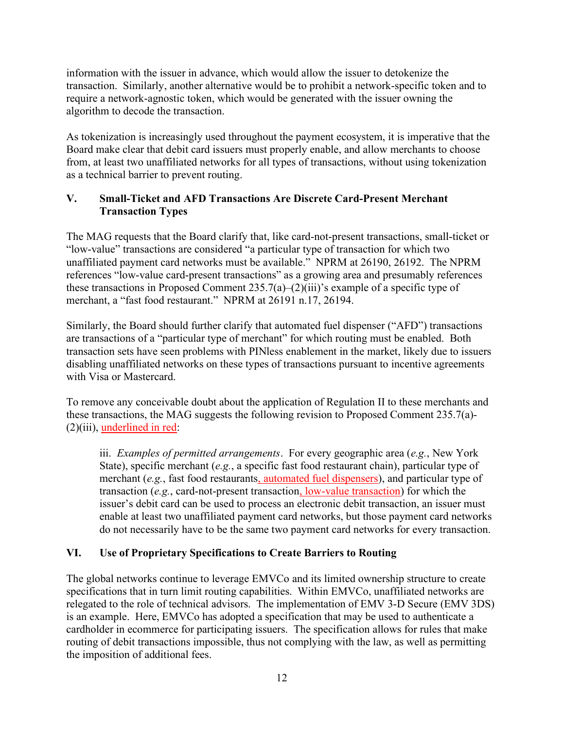information with the issuer in advance, which would allow the issuer to detokenize the transaction. Similarly, another alternative would be to prohibit a network-specific token and to require a network-agnostic token, which would be generated with the issuer owning the algorithm to decode the transaction.

As tokenization is increasingly used throughout the payment ecosystem, it is imperative that the Board make clear that debit card issuers must properly enable, and allow merchants to choose from, at least two unaffiliated networks for all types of transactions, without using tokenization as a technical barrier to prevent routing.

## V. Small-Ticket and AFD Transactions Are Discrete Card-Present Merchant Transaction Types

The MAG requests that the Board clarify that, like card-not-present transactions, small-ticket or "low-value" transactions are considered "a particular type of transaction for which two unaffiliated payment card networks must be available." NPRM at 26190, 26192. The NPRM references "low-value card-present transactions" as a growing area and presumably references these transactions in Proposed Comment 235.7(a)–(2)(iii)'s example of a specific type of merchant, a "fast food restaurant." NPRM at 26191 n.17, 26194.

Similarly, the Board should further clarify that automated fuel dispenser ("AFD") transactions are transactions of a "particular type of merchant" for which routing must be enabled. Both transaction sets have seen problems with PINless enablement in the market, likely due to issuers disabling unaffiliated networks on these types of transactions pursuant to incentive agreements with Visa or Mastercard.

To remove any conceivable doubt about the application of Regulation II to these merchants and these transactions, the MAG suggests the following revision to Proposed Comment 235.7(a)-(2)(iii), underlined in red:

> iii. *Examples of permitted arrangements*. For every geographic area (*e.g.*, New York State), specific merchant (*e.g.*, a specific fast food restaurant chain), particular type of merchant (*e.g.*, fast food restaurants, automated fuel dispensers), and particular type of transaction (*e.g.*, card-not-present transaction, low-value transaction) for which the issuer's debit card can be used to process an electronic debit transaction, an issuer must enable at least two unaffiliated payment card networks, but those payment card networks do not necessarily have to be the same two payment card networks for every transaction.

## VI. Use of Proprietary Specifications to Create Barriers to Routing

The global networks continue to leverage EMVCo and its limited ownership structure to create specifications that in turn limit routing capabilities. Within EMVCo, unaffiliated networks are relegated to the role of technical advisors. The implementation of EMV 3-D Secure (EMV 3DS) is an example. Here, EMVCo has adopted a specification that may be used to authenticate a cardholder in ecommerce for participating issuers. The specification allows for rules that make routing of debit transactions impossible, thus not complying with the law, as well as permitting the imposition of additional fees.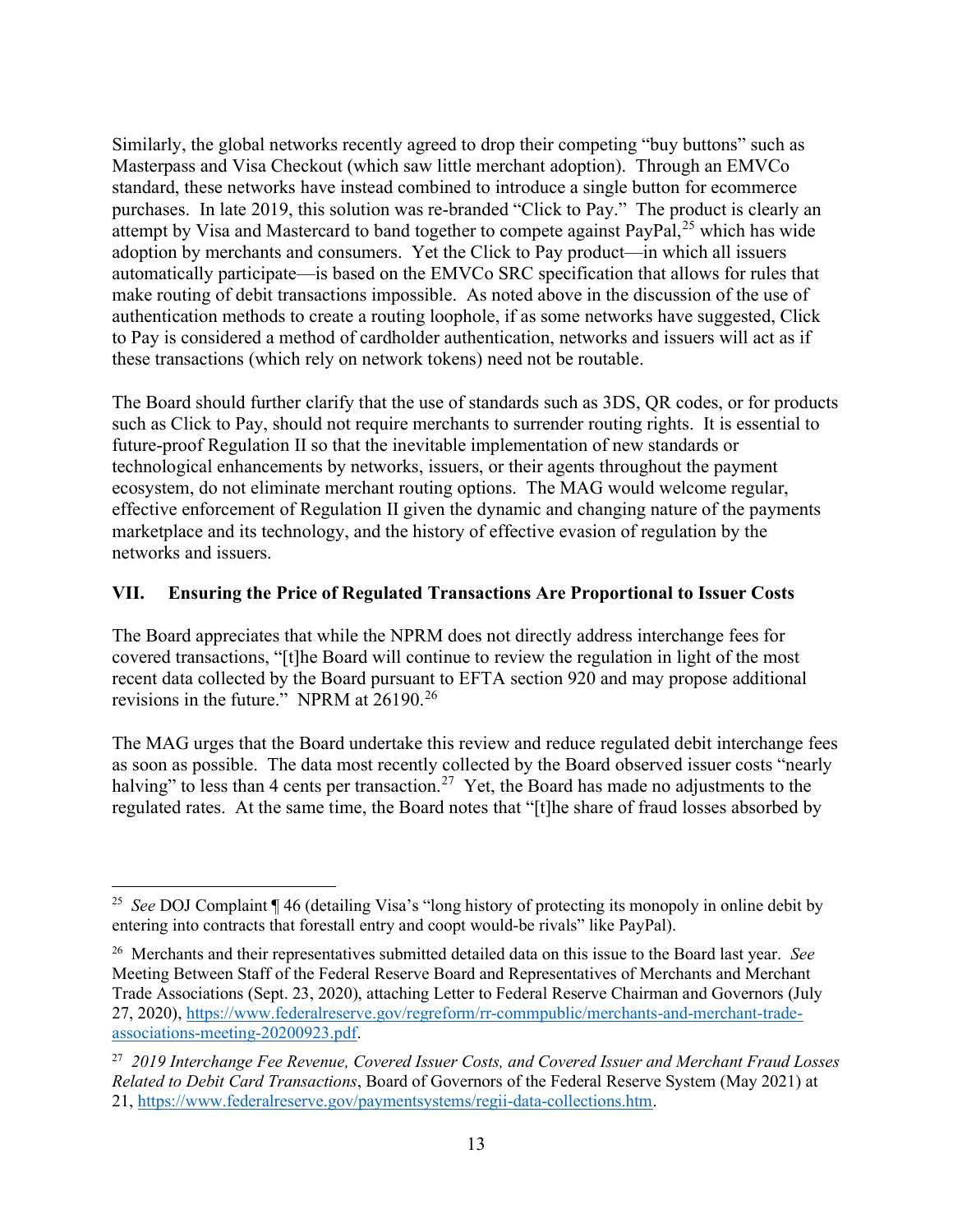Similarly, the global networks recently agreed to drop their competing "buy buttons" such as Masterpass and Visa Checkout (which saw little merchant adoption). Through an EMVCo standard, these networks have instead combined to introduce a single button for ecommerce purchases. In late 2019, this solution was re-branded "Click to Pay." The product is clearly an attempt by Visa and Mastercard to band together to compete against PayPal,[25] which has wide adoption by merchants and consumers. Yet the Click to Pay product—in which all issuers automatically participate—is based on the EMVCo SRC specification that allows for rules that make routing of debit transactions impossible. As noted above in the discussion of the use of authentication methods to create a routing loophole, if as some networks have suggested, Click to Pay is considered a method of cardholder authentication, networks and issuers will act as if these transactions (which rely on network tokens) need not be routable.

The Board should further clarify that the use of standards such as 3DS, QR codes, or for products such as Click to Pay, should not require merchants to surrender routing rights. It is essential to future-proof Regulation II so that the inevitable implementation of new standards or technological enhancements by networks, issuers, or their agents throughout the payment ecosystem, do not eliminate merchant routing options. The MAG would welcome regular, effective enforcement of Regulation II given the dynamic and changing nature of the payments marketplace and its technology, and the history of effective evasion of regulation by the networks and issuers.

## VII. Ensuring the Price of Regulated Transactions Are Proportional to Issuer Costs

The Board appreciates that while the NPRM does not directly address interchange fees for covered transactions, "[t]he Board will continue to review the regulation in light of the most recent data collected by the Board pursuant to EFTA section 920 and may propose additional revisions in the future." NPRM at 26190.[26]

The MAG urges that the Board undertake this review and reduce regulated debit interchange fees as soon as possible. The data most recently collected by the Board observed issuer costs "nearly halving" to less than 4 cents per transaction.[27] Yet, the Board has made no adjustments to the regulated rates. At the same time, the Board notes that "[t]he share of fraud losses absorbed by

---

[25] *See* DOJ Complaint ¶ 46 (detailing Visa's "long history of protecting its monopoly in online debit by entering into contracts that forestall entry and coopt would-be rivals" like PayPal).

[26] Merchants and their representatives submitted detailed data on this issue to the Board last year. *See* Meeting Between Staff of the Federal Reserve Board and Representatives of Merchants and Merchant Trade Associations (Sept. 23, 2020), attaching Letter to Federal Reserve Chairman and Governors (July 27, 2020), https://www.federalreserve.gov/regreform/rr-commpublic/merchants-and-merchant-trade-associations-meeting-20200923.pdf.

[27] *2019 Interchange Fee Revenue, Covered Issuer Costs, and Covered Issuer and Merchant Fraud Losses Related to Debit Card Transactions*, Board of Governors of the Federal Reserve System (May 2021) at 21, https://www.federalreserve.gov/paymentsystems/regii-data-collections.htm.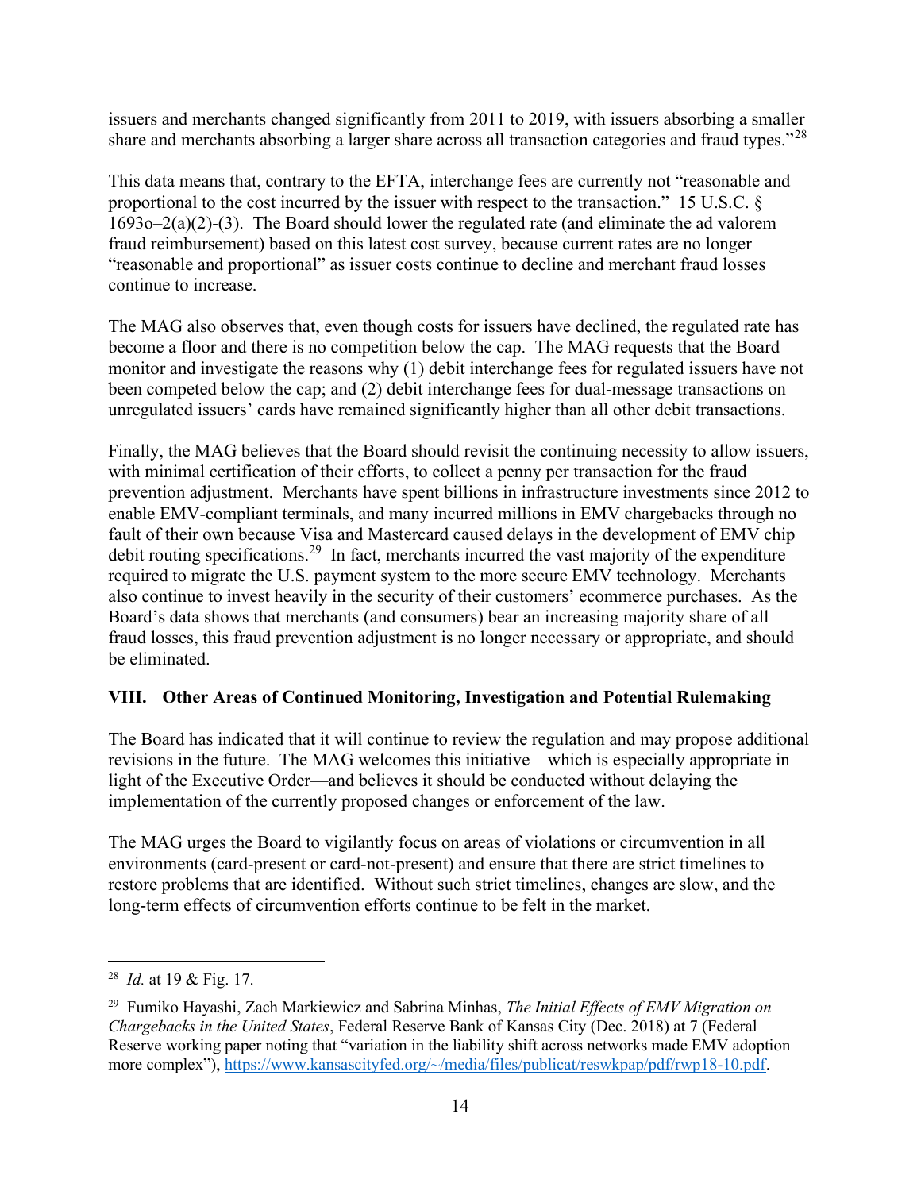issuers and merchants changed significantly from 2011 to 2019, with issuers absorbing a smaller share and merchants absorbing a larger share across all transaction categories and fraud types."[28]

This data means that, contrary to the EFTA, interchange fees are currently not "reasonable and proportional to the cost incurred by the issuer with respect to the transaction." 15 U.S.C. § 1693o–2(a)(2)-(3). The Board should lower the regulated rate (and eliminate the ad valorem fraud reimbursement) based on this latest cost survey, because current rates are no longer "reasonable and proportional" as issuer costs continue to decline and merchant fraud losses continue to increase.

The MAG also observes that, even though costs for issuers have declined, the regulated rate has become a floor and there is no competition below the cap. The MAG requests that the Board monitor and investigate the reasons why (1) debit interchange fees for regulated issuers have not been competed below the cap; and (2) debit interchange fees for dual-message transactions on unregulated issuers' cards have remained significantly higher than all other debit transactions.

Finally, the MAG believes that the Board should revisit the continuing necessity to allow issuers, with minimal certification of their efforts, to collect a penny per transaction for the fraud prevention adjustment. Merchants have spent billions in infrastructure investments since 2012 to enable EMV-compliant terminals, and many incurred millions in EMV chargebacks through no fault of their own because Visa and Mastercard caused delays in the development of EMV chip debit routing specifications.[29] In fact, merchants incurred the vast majority of the expenditure required to migrate the U.S. payment system to the more secure EMV technology. Merchants also continue to invest heavily in the security of their customers' ecommerce purchases. As the Board's data shows that merchants (and consumers) bear an increasing majority share of all fraud losses, this fraud prevention adjustment is no longer necessary or appropriate, and should be eliminated.

## VIII. Other Areas of Continued Monitoring, Investigation and Potential Rulemaking

The Board has indicated that it will continue to review the regulation and may propose additional revisions in the future. The MAG welcomes this initiative—which is especially appropriate in light of the Executive Order—and believes it should be conducted without delaying the implementation of the currently proposed changes or enforcement of the law.

The MAG urges the Board to vigilantly focus on areas of violations or circumvention in all environments (card-present or card-not-present) and ensure that there are strict timelines to restore problems that are identified. Without such strict timelines, changes are slow, and the long-term effects of circumvention efforts continue to be felt in the market.

---

[28] *Id.* at 19 & Fig. 17.

[29] Fumiko Hayashi, Zach Markiewicz and Sabrina Minhas, *The Initial Effects of EMV Migration on Chargebacks in the United States*, Federal Reserve Bank of Kansas City (Dec. 2018) at 7 (Federal Reserve working paper noting that "variation in the liability shift across networks made EMV adoption more complex"), https://www.kansascityfed.org/~/media/files/publicat/reswkpap/pdf/rwp18-10.pdf.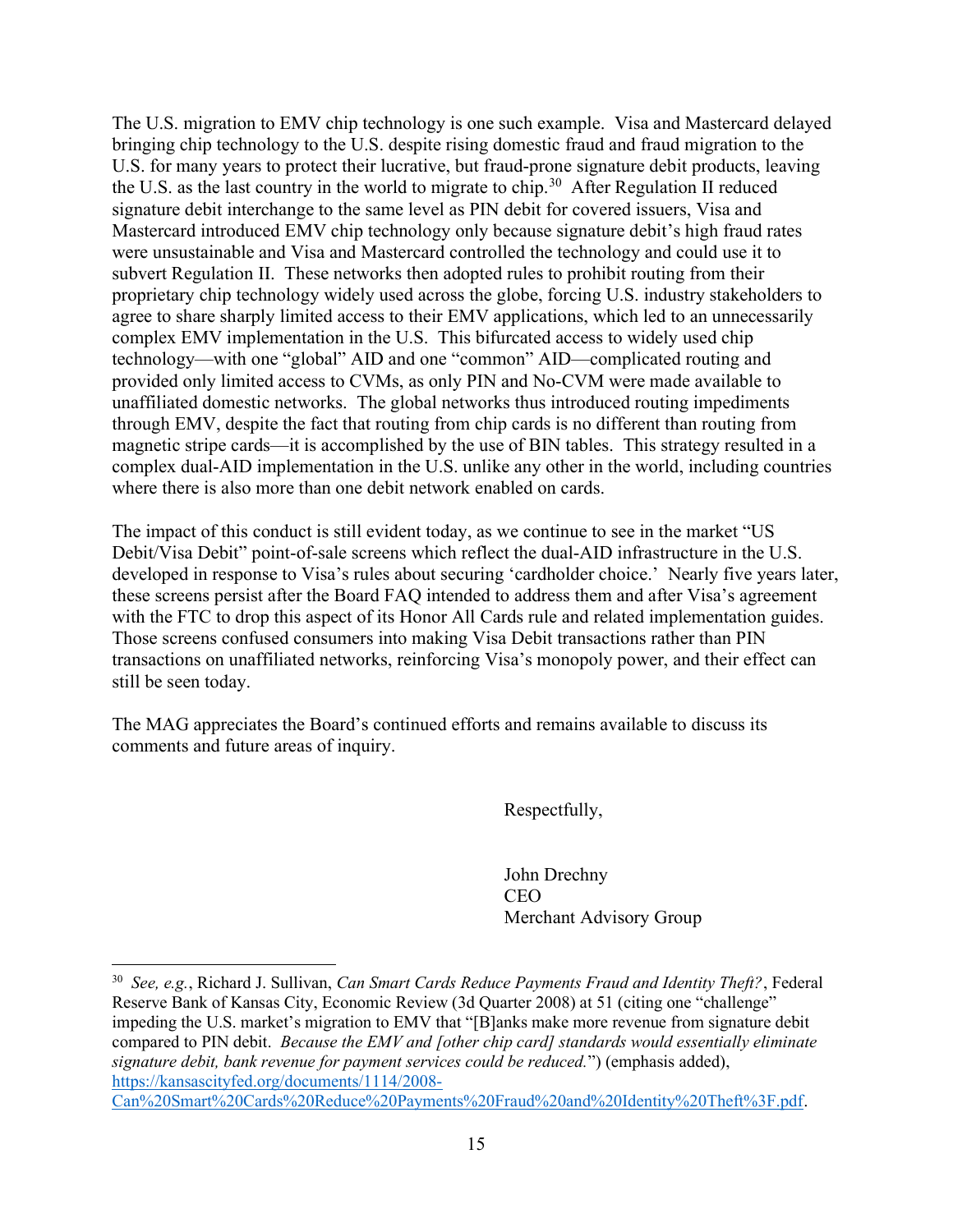The U.S. migration to EMV chip technology is one such example. Visa and Mastercard delayed bringing chip technology to the U.S. despite rising domestic fraud and fraud migration to the U.S. for many years to protect their lucrative, but fraud-prone signature debit products, leaving the U.S. as the last country in the world to migrate to chip.[30] After Regulation II reduced signature debit interchange to the same level as PIN debit for covered issuers, Visa and Mastercard introduced EMV chip technology only because signature debit's high fraud rates were unsustainable and Visa and Mastercard controlled the technology and could use it to subvert Regulation II. These networks then adopted rules to prohibit routing from their proprietary chip technology widely used across the globe, forcing U.S. industry stakeholders to agree to share sharply limited access to their EMV applications, which led to an unnecessarily complex EMV implementation in the U.S. This bifurcated access to widely used chip technology—with one "global" AID and one "common" AID—complicated routing and provided only limited access to CVMs, as only PIN and No-CVM were made available to unaffiliated domestic networks. The global networks thus introduced routing impediments through EMV, despite the fact that routing from chip cards is no different than routing from magnetic stripe cards—it is accomplished by the use of BIN tables. This strategy resulted in a complex dual-AID implementation in the U.S. unlike any other in the world, including countries where there is also more than one debit network enabled on cards.

The impact of this conduct is still evident today, as we continue to see in the market "US Debit/Visa Debit" point-of-sale screens which reflect the dual-AID infrastructure in the U.S. developed in response to Visa's rules about securing 'cardholder choice.' Nearly five years later, these screens persist after the Board FAQ intended to address them and after Visa's agreement with the FTC to drop this aspect of its Honor All Cards rule and related implementation guides. Those screens confused consumers into making Visa Debit transactions rather than PIN transactions on unaffiliated networks, reinforcing Visa's monopoly power, and their effect can still be seen today.

The MAG appreciates the Board's continued efforts and remains available to discuss its comments and future areas of inquiry.

Respectfully,

John Drechny
CEO
Merchant Advisory Group

---

[30] *See, e.g.*, Richard J. Sullivan, *Can Smart Cards Reduce Payments Fraud and Identity Theft?*, Federal Reserve Bank of Kansas City, Economic Review (3d Quarter 2008) at 51 (citing one "challenge" impeding the U.S. market's migration to EMV that "[B]anks make more revenue from signature debit compared to PIN debit. *Because the EMV and [other chip card] standards would essentially eliminate signature debit, bank revenue for payment services could be reduced.*") (emphasis added), https://kansascityfed.org/documents/1114/2008-Can%20Smart%20Cards%20Reduce%20Payments%20Fraud%20and%20Identity%20Theft%3F.pdf.